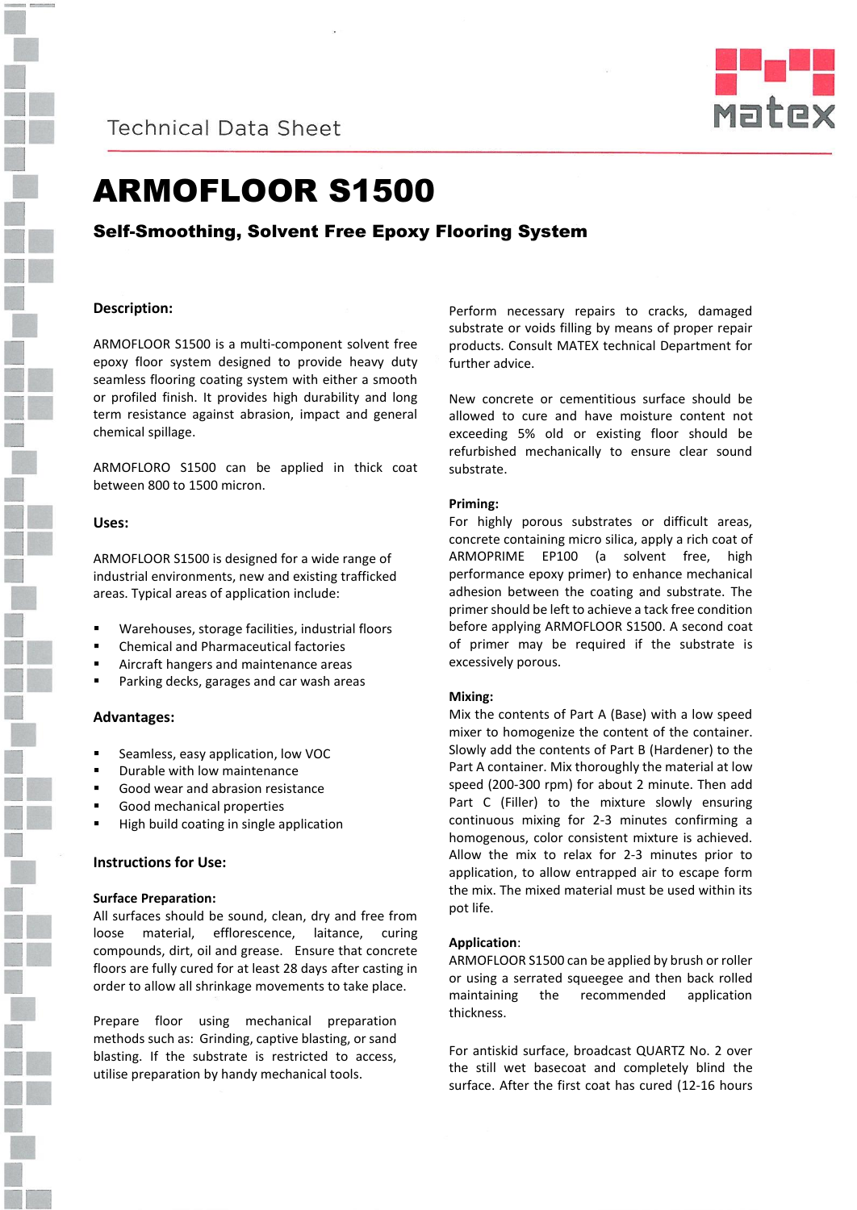Technical Data Sheet

# ARMOFLOOR S1500

## Self-Smoothing, Solvent Free Epoxy Flooring System

### Description:

ARMOFLOOR S1500 is a multi-component solvent free epoxy floor system designed to provide heavy duty seamless flooring coating system with either a smooth or profiled finish. It provides high durability and long term resistance against abrasion, impact and general chemical spillage.

ARMOFLORO S1500 can be applied in thick coat between 800 to 1500 micron.

### Uses:

ARMOFLOOR S1500 is designed for a wide range of industrial environments, new and existing trafficked areas. Typical areas of application include:

- Warehouses, storage facilities, industrial floors
- Chemical and Pharmaceutical factories
- Aircraft hangers and maintenance areas
- Parking decks, garages and car wash areas

### Advantages:

- Seamless, easy application, low VOC
- Durable with low maintenance
- Good wear and abrasion resistance
- Good mechanical properties
- High build coating in single application

### Instructions for Use:

**Surface Preparation:**
All surfaces should be sound, clean, dry and free from loose material, efflorescence, laitance, curing compounds, dirt, oil and grease. Ensure that concrete floors are fully cured for at least 28 days after casting in order to allow all shrinkage movements to take place.

Prepare floor using mechanical preparation methods such as: Grinding, captive blasting, or sand blasting. If the substrate is restricted to access, utilise preparation by handy mechanical tools.

Perform necessary repairs to cracks, damaged substrate or voids filling by means of proper repair products. Consult MATEX technical Department for further advice.

New concrete or cementitious surface should be allowed to cure and have moisture content not exceeding 5% old or existing floor should be refurbished mechanically to ensure clear sound substrate.

**Priming:**
For highly porous substrates or difficult areas, concrete containing micro silica, apply a rich coat of ARMOPRIME EP100 (a solvent free, high performance epoxy primer) to enhance mechanical adhesion between the coating and substrate. The primer should be left to achieve a tack free condition before applying ARMOFLOOR S1500. A second coat of primer may be required if the substrate is excessively porous.

**Mixing:**
Mix the contents of Part A (Base) with a low speed mixer to homogenize the content of the container. Slowly add the contents of Part B (Hardener) to the Part A container. Mix thoroughly the material at low speed (200-300 rpm) for about 2 minute. Then add Part C (Filler) to the mixture slowly ensuring continuous mixing for 2-3 minutes confirming a homogenous, color consistent mixture is achieved. Allow the mix to relax for 2-3 minutes prior to application, to allow entrapped air to escape form the mix. The mixed material must be used within its pot life.

**Application**:
ARMOFLOOR S1500 can be applied by brush or roller or using a serrated squeegee and then back rolled maintaining the recommended application thickness.

For antiskid surface, broadcast QUARTZ No. 2 over the still wet basecoat and completely blind the surface. After the first coat has cured (12-16 hours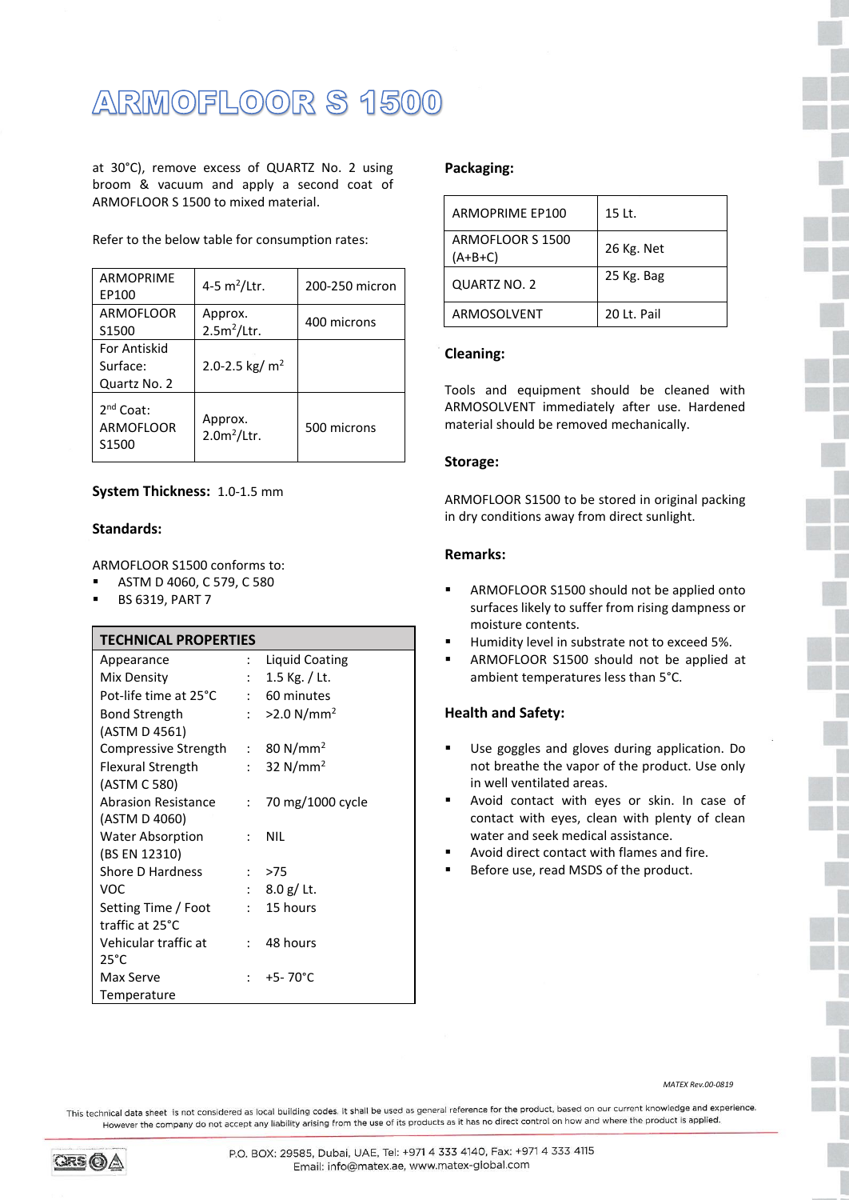# ARMOFLOOR S 1500

at 30°C), remove excess of QUARTZ No. 2 using broom & vacuum and apply a second coat of ARMOFLOOR S 1500 to mixed material.

Refer to the below table for consumption rates:

| | | |
|---|---|---|
| ARMOPRIME EP100 | 4-5 $m^2$/Ltr. | 200-250 micron |
| ARMOFLOOR S1500 | Approx. 2.5$m^2$/Ltr. | 400 microns |
| For Antiskid Surface: Quartz No. 2 | 2.0-2.5 kg/ $m^2$ | |
| 2nd Coat: ARMOFLOOR S1500 | Approx. 2.0$m^2$/Ltr. | 500 microns |

**System Thickness:** 1.0-1.5 mm

### Standards:

ARMOFLOOR S1500 conforms to:

- ASTM D 4060, C 579, C 580
- BS 6319, PART 7

| TECHNICAL PROPERTIES | | |
|---|---|---|
| Appearance | : | Liquid Coating |
| Mix Density | : | 1.5 Kg. / Lt. |
| Pot-life time at 25°C | : | 60 minutes |
| Bond Strength (ASTM D 4561) | : | >2.0 N/$mm^2$ |
| Compressive Strength | : | 80 N/$mm^2$ |
| Flexural Strength (ASTM C 580) | : | 32 N/$mm^2$ |
| Abrasion Resistance (ASTM D 4060) | : | 70 mg/1000 cycle |
| Water Absorption (BS EN 12310) | : | NIL |
| Shore D Hardness | : | >75 |
| VOC | : | 8.0 g/ Lt. |
| Setting Time / Foot traffic at 25°C | : | 15 hours |
| Vehicular traffic at 25°C | : | 48 hours |
| Max Serve Temperature | : | +5- 70°C |

### Packaging:

| | |
|---|---|
| ARMOPRIME EP100 | 15 Lt. |
| ARMOFLOOR S 1500 (A+B+C) | 26 Kg. Net |
| QUARTZ NO. 2 | 25 Kg. Bag |
| ARMOSOLVENT | 20 Lt. Pail |

### Cleaning:

Tools and equipment should be cleaned with ARMOSOLVENT immediately after use. Hardened material should be removed mechanically.

### Storage:

ARMOFLOOR S1500 to be stored in original packing in dry conditions away from direct sunlight.

### Remarks:

- ARMOFLOOR S1500 should not be applied onto surfaces likely to suffer from rising dampness or moisture contents.
- Humidity level in substrate not to exceed 5%.
- ARMOFLOOR S1500 should not be applied at ambient temperatures less than 5°C.

### Health and Safety:

- Use goggles and gloves during application. Do not breathe the vapor of the product. Use only in well ventilated areas.
- Avoid contact with eyes or skin. In case of contact with eyes, clean with plenty of clean water and seek medical assistance.
- Avoid direct contact with flames and fire.
- Before use, read MSDS of the product.

MATEX Rev.00-0819

This technical data sheet is not considered as local building codes. It shall be used as general reference for the product, based on our current knowledge and experience. However the company do not accept any liability arising from the use of its products as it has no direct control on how and where the product is applied.

P.O. BOX: 29585, Dubai, UAE, Tel: +971 4 333 4140, Fax: +971 4 333 4115
Email: info@matex.ae, www.matex-global.com